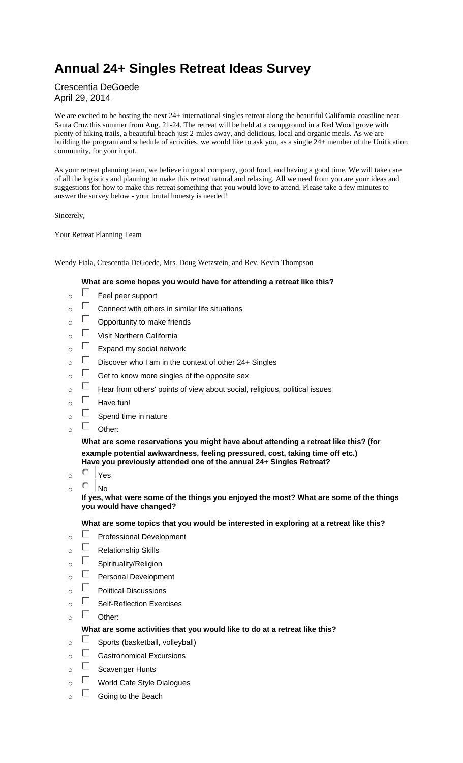# Annual 24+ Singles Retreat Ideas Survey

Crescentia DeGoede
April 29, 2014

We are excited to be hosting the next 24+ international singles retreat along the beautiful California coastline near Santa Cruz this summer from Aug. 21-24. The retreat will be held at a campground in a Red Wood grove with plenty of hiking trails, a beautiful beach just 2-miles away, and delicious, local and organic meals. As we are building the program and schedule of activities, we would like to ask you, as a single 24+ member of the Unification community, for your input.

As your retreat planning team, we believe in good company, good food, and having a good time. We will take care of all the logistics and planning to make this retreat natural and relaxing. All we need from you are your ideas and suggestions for how to make this retreat something that you would love to attend. Please take a few minutes to answer the survey below - your brutal honesty is needed!

Sincerely,

Your Retreat Planning Team

Wendy Fiala, Crescentia DeGoede, Mrs. Doug Wetzstein, and Rev. Kevin Thompson

**What are some hopes you would have for attending a retreat like this?**

- ☐ Feel peer support
- ☐ Connect with others in similar life situations
- ☐ Opportunity to make friends
- ☐ Visit Northern California
- ☐ Expand my social network
- ☐ Discover who I am in the context of other 24+ Singles
- ☐ Get to know more singles of the opposite sex
- ☐ Hear from others' points of view about social, religious, political issues
- ☐ Have fun!
- ☐ Spend time in nature
- ☐ Other:

**What are some reservations you might have about attending a retreat like this? (for example potential awkwardness, feeling pressured, cost, taking time off etc.)**

**Have you previously attended one of the annual 24+ Singles Retreat?**

- ○ Yes
- ○ No

**If yes, what were some of the things you enjoyed the most? What are some of the things you would have changed?**

**What are some topics that you would be interested in exploring at a retreat like this?**

- ☐ Professional Development
- ☐ Relationship Skills
- ☐ Spirituality/Religion
- ☐ Personal Development
- ☐ Political Discussions
- ☐ Self-Reflection Exercises
- ☐ Other:

**What are some activities that you would like to do at a retreat like this?**

- ☐ Sports (basketball, volleyball)
- ☐ Gastronomical Excursions
- ☐ Scavenger Hunts
- ☐ World Cafe Style Dialogues
- ☐ Going to the Beach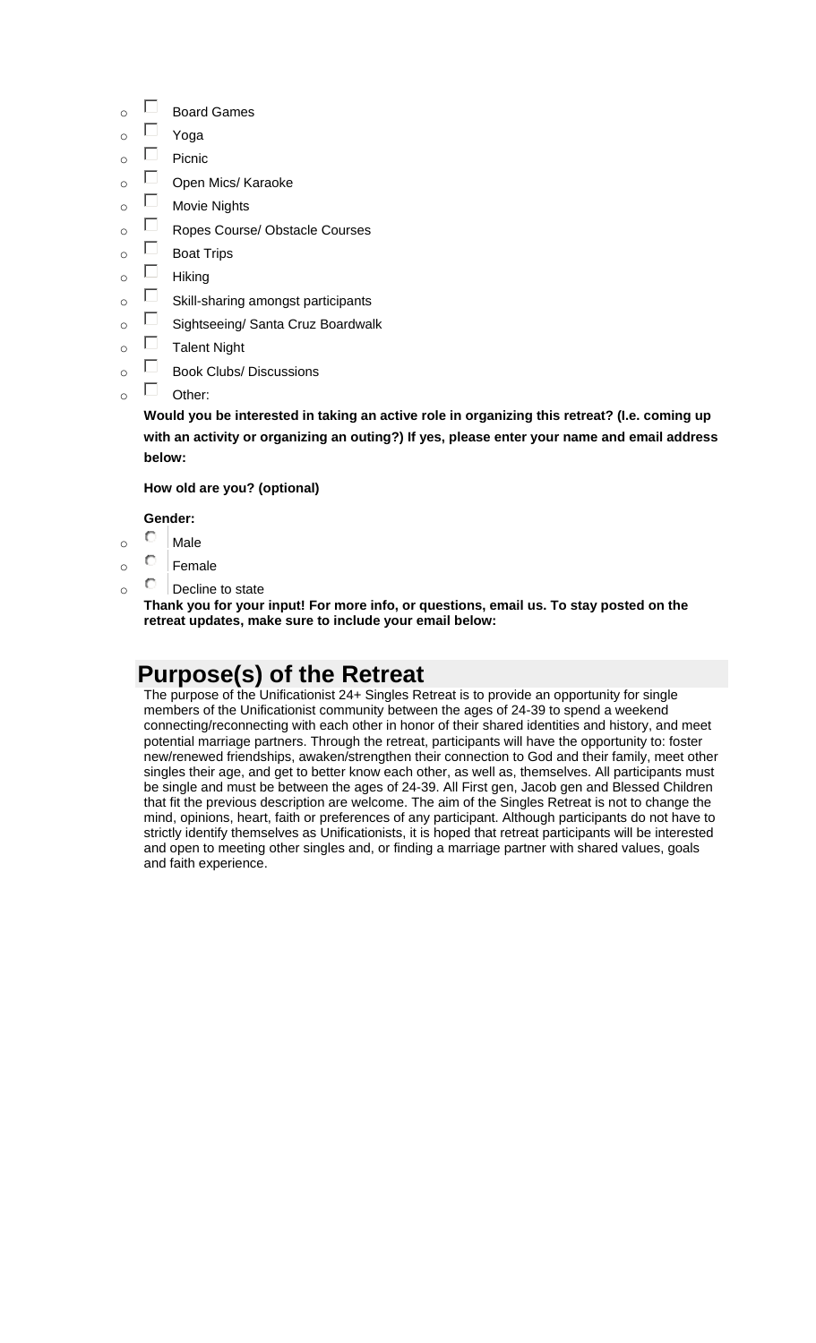- ☐ Board Games
- ☐ Yoga
- ☐ Picnic
- ☐ Open Mics/ Karaoke
- ☐ Movie Nights
- ☐ Ropes Course/ Obstacle Courses
- ☐ Boat Trips
- ☐ Hiking
- ☐ Skill-sharing amongst participants
- ☐ Sightseeing/ Santa Cruz Boardwalk
- ☐ Talent Night
- ☐ Book Clubs/ Discussions
- ☐ Other:

**Would you be interested in taking an active role in organizing this retreat? (I.e. coming up with an activity or organizing an outing?) If yes, please enter your name and email address below:**

**How old are you? (optional)**

**Gender:**

- ○ Male
- ○ Female
- ○ Decline to state

**Thank you for your input! For more info, or questions, email us. To stay posted on the retreat updates, make sure to include your email below:**

## Purpose(s) of the Retreat

The purpose of the Unificationist 24+ Singles Retreat is to provide an opportunity for single members of the Unificationist community between the ages of 24-39 to spend a weekend connecting/reconnecting with each other in honor of their shared identities and history, and meet potential marriage partners. Through the retreat, participants will have the opportunity to: foster new/renewed friendships, awaken/strengthen their connection to God and their family, meet other singles their age, and get to better know each other, as well as, themselves. All participants must be single and must be between the ages of 24-39. All First gen, Jacob gen and Blessed Children that fit the previous description are welcome. The aim of the Singles Retreat is not to change the mind, opinions, heart, faith or preferences of any participant. Although participants do not have to strictly identify themselves as Unificationists, it is hoped that retreat participants will be interested and open to meeting other singles and, or finding a marriage partner with shared values, goals and faith experience.